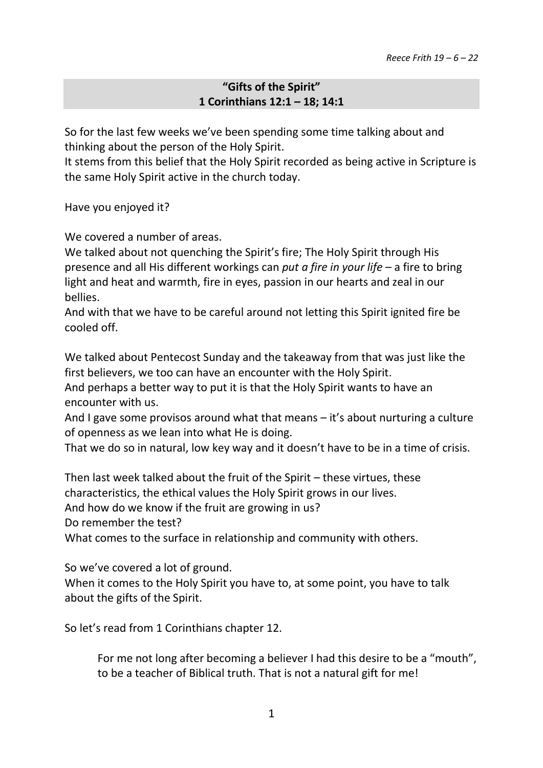*Reece Frith 19 – 6 – 22*

**"Gifts of the Spirit"**
**1 Corinthians 12:1 – 18; 14:1**

So for the last few weeks we've been spending some time talking about and thinking about the person of the Holy Spirit.
It stems from this belief that the Holy Spirit recorded as being active in Scripture is the same Holy Spirit active in the church today.

Have you enjoyed it?

We covered a number of areas.
We talked about not quenching the Spirit's fire; The Holy Spirit through His presence and all His different workings can *put a fire in your life* – a fire to bring light and heat and warmth, fire in eyes, passion in our hearts and zeal in our bellies.
And with that we have to be careful around not letting this Spirit ignited fire be cooled off.

We talked about Pentecost Sunday and the takeaway from that was just like the first believers, we too can have an encounter with the Holy Spirit.
And perhaps a better way to put it is that the Holy Spirit wants to have an encounter with us.
And I gave some provisos around what that means – it's about nurturing a culture of openness as we lean into what He is doing.
That we do so in natural, low key way and it doesn't have to be in a time of crisis.

Then last week talked about the fruit of the Spirit – these virtues, these characteristics, the ethical values the Holy Spirit grows in our lives.
And how do we know if the fruit are growing in us?
Do remember the test?
What comes to the surface in relationship and community with others.

So we've covered a lot of ground.
When it comes to the Holy Spirit you have to, at some point, you have to talk about the gifts of the Spirit.

So let's read from 1 Corinthians chapter 12.

> For me not long after becoming a believer I had this desire to be a "mouth", to be a teacher of Biblical truth. That is not a natural gift for me!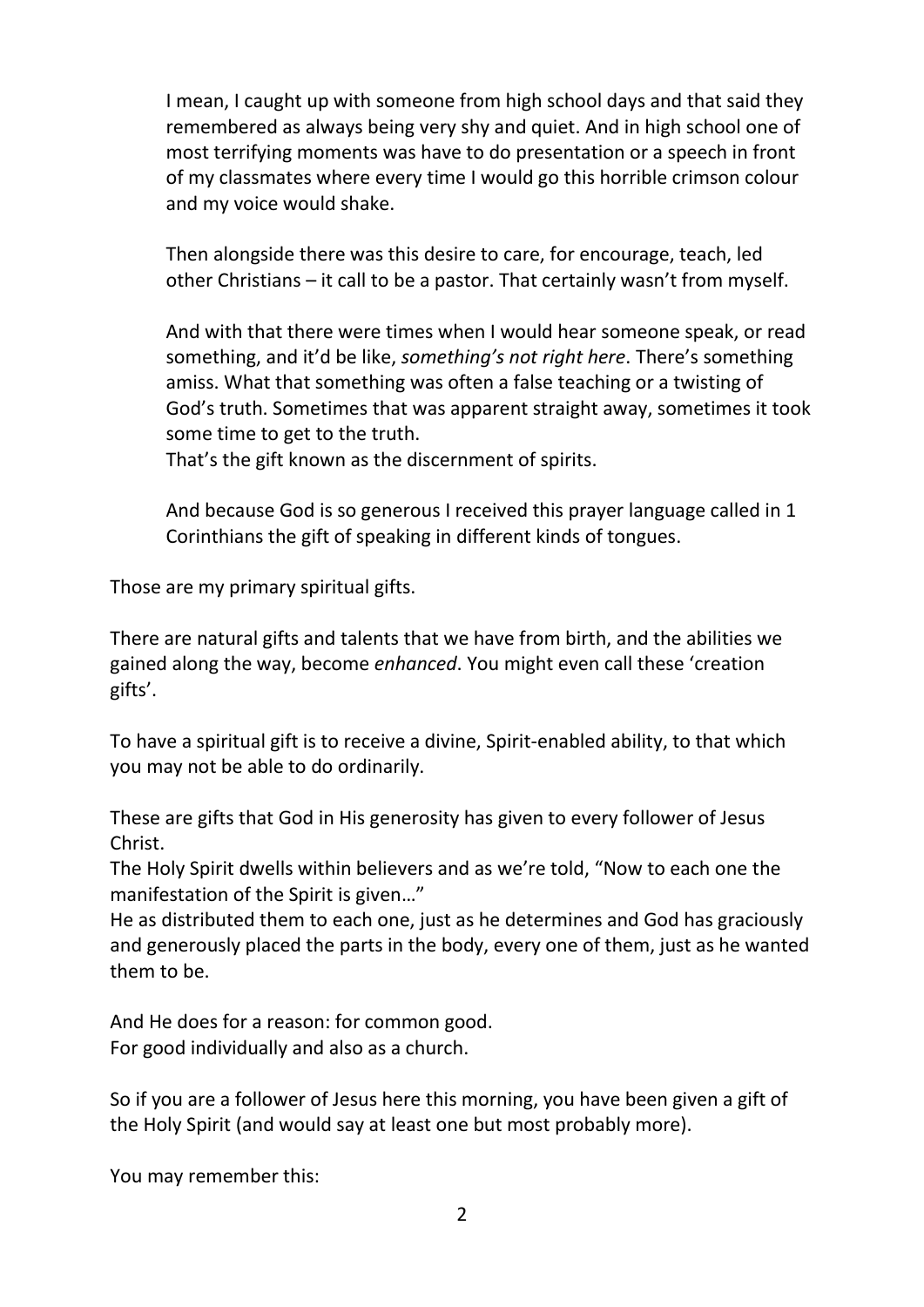I mean, I caught up with someone from high school days and that said they remembered as always being very shy and quiet. And in high school one of most terrifying moments was have to do presentation or a speech in front of my classmates where every time I would go this horrible crimson colour and my voice would shake.

Then alongside there was this desire to care, for encourage, teach, led other Christians – it call to be a pastor. That certainly wasn't from myself.

And with that there were times when I would hear someone speak, or read something, and it'd be like, *something's not right here*. There's something amiss. What that something was often a false teaching or a twisting of God's truth. Sometimes that was apparent straight away, sometimes it took some time to get to the truth.
That's the gift known as the discernment of spirits.

And because God is so generous I received this prayer language called in 1 Corinthians the gift of speaking in different kinds of tongues.

Those are my primary spiritual gifts.

There are natural gifts and talents that we have from birth, and the abilities we gained along the way, become *enhanced*. You might even call these 'creation gifts'.

To have a spiritual gift is to receive a divine, Spirit-enabled ability, to that which you may not be able to do ordinarily.

These are gifts that God in His generosity has given to every follower of Jesus Christ.
The Holy Spirit dwells within believers and as we're told, "Now to each one the manifestation of the Spirit is given…"
He as distributed them to each one, just as he determines and God has graciously and generously placed the parts in the body, every one of them, just as he wanted them to be.

And He does for a reason: for common good.
For good individually and also as a church.

So if you are a follower of Jesus here this morning, you have been given a gift of the Holy Spirit (and would say at least one but most probably more).

You may remember this: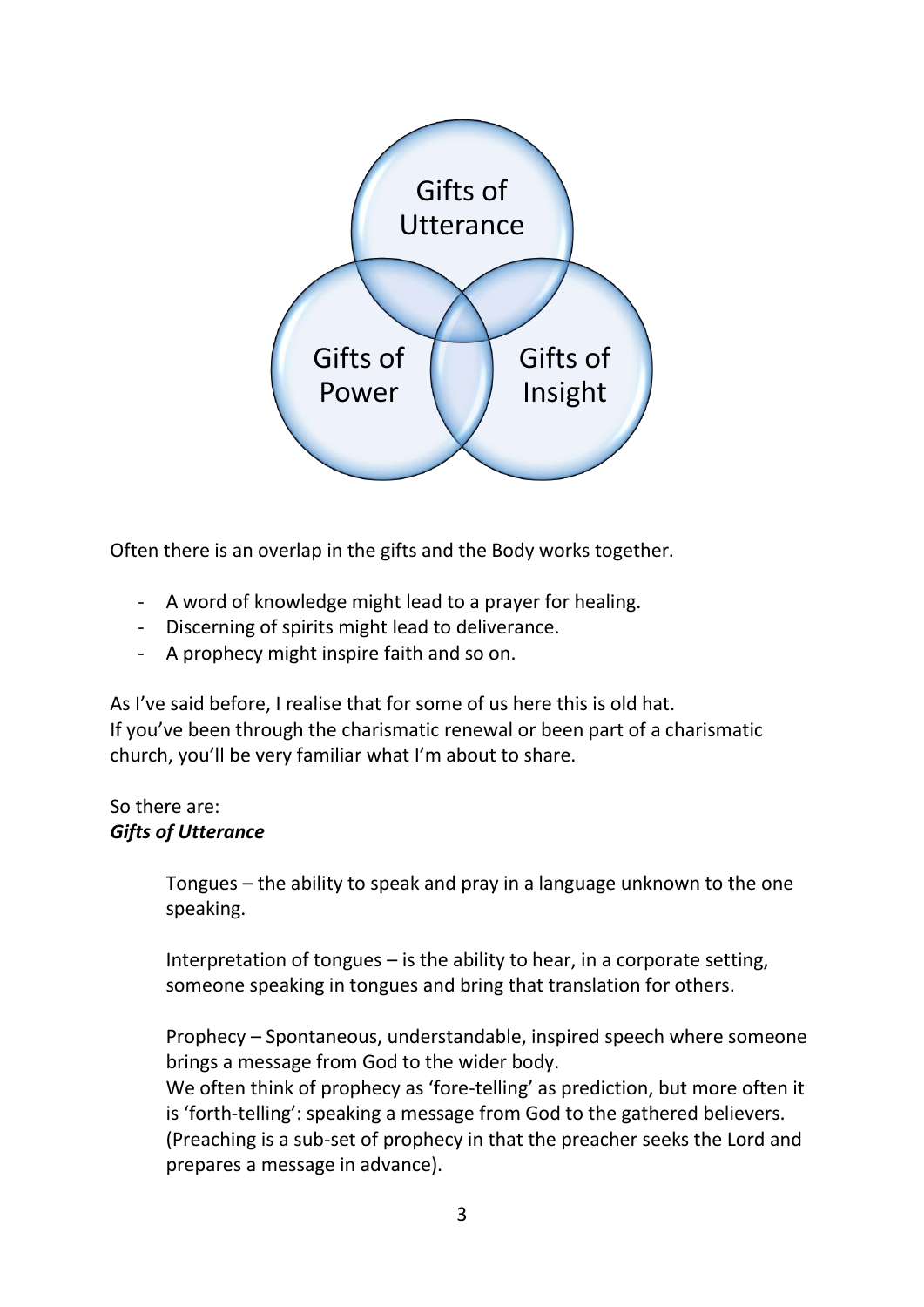Gifts of Utterance

Gifts of Power

Gifts of Insight

Often there is an overlap in the gifts and the Body works together.

- A word of knowledge might lead to a prayer for healing.
- Discerning of spirits might lead to deliverance.
- A prophecy might inspire faith and so on.

As I've said before, I realise that for some of us here this is old hat.
If you've been through the charismatic renewal or been part of a charismatic church, you'll be very familiar what I'm about to share.

So there are:
***Gifts of Utterance***

> Tongues – the ability to speak and pray in a language unknown to the one speaking.
>
> Interpretation of tongues – is the ability to hear, in a corporate setting, someone speaking in tongues and bring that translation for others.
>
> Prophecy – Spontaneous, understandable, inspired speech where someone brings a message from God to the wider body.
> We often think of prophecy as 'fore-telling' as prediction, but more often it is 'forth-telling': speaking a message from God to the gathered believers. (Preaching is a sub-set of prophecy in that the preacher seeks the Lord and prepares a message in advance).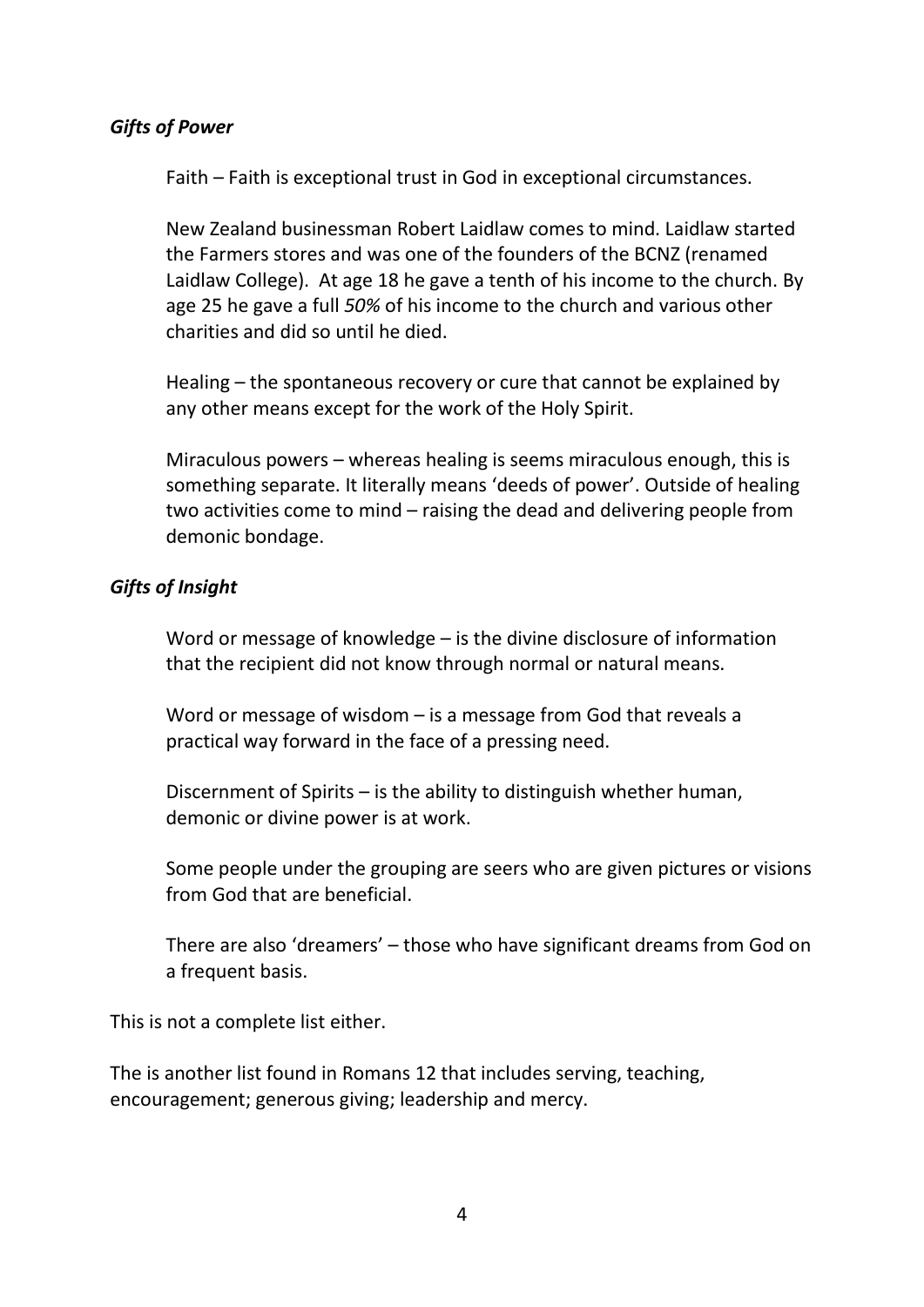### *Gifts of Power*

Faith – Faith is exceptional trust in God in exceptional circumstances.

New Zealand businessman Robert Laidlaw comes to mind. Laidlaw started the Farmers stores and was one of the founders of the BCNZ (renamed Laidlaw College). At age 18 he gave a tenth of his income to the church. By age 25 he gave a full *50%* of his income to the church and various other charities and did so until he died.

Healing – the spontaneous recovery or cure that cannot be explained by any other means except for the work of the Holy Spirit.

Miraculous powers – whereas healing is seems miraculous enough, this is something separate. It literally means 'deeds of power'. Outside of healing two activities come to mind – raising the dead and delivering people from demonic bondage.

### *Gifts of Insight*

Word or message of knowledge – is the divine disclosure of information that the recipient did not know through normal or natural means.

Word or message of wisdom – is a message from God that reveals a practical way forward in the face of a pressing need.

Discernment of Spirits – is the ability to distinguish whether human, demonic or divine power is at work.

Some people under the grouping are seers who are given pictures or visions from God that are beneficial.

There are also 'dreamers' – those who have significant dreams from God on a frequent basis.

This is not a complete list either.

The is another list found in Romans 12 that includes serving, teaching, encouragement; generous giving; leadership and mercy.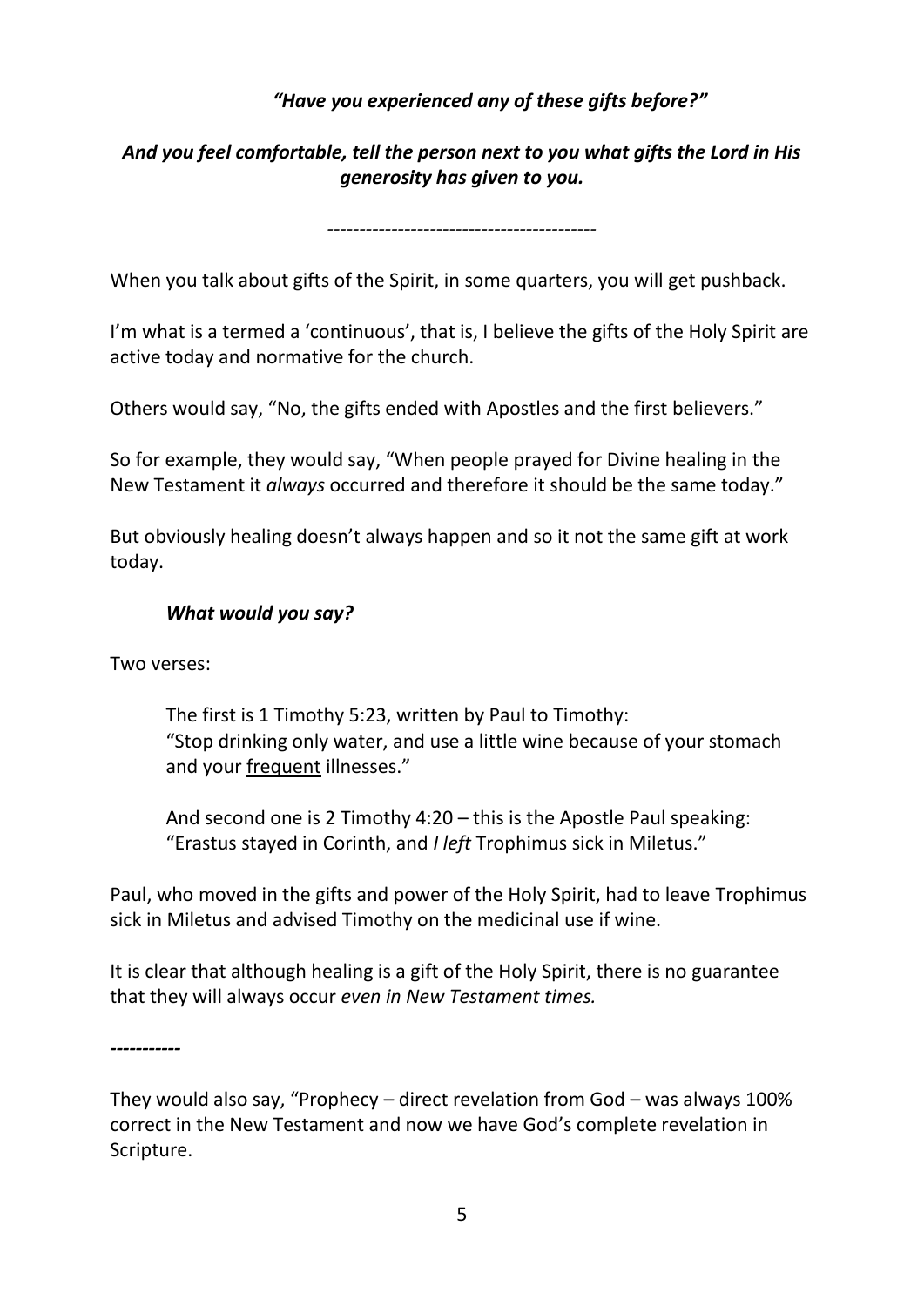*"Have you experienced any of these gifts before?"*

***And you feel comfortable, tell the person next to you what gifts the Lord in His generosity has given to you.***

-----------------------------------------

When you talk about gifts of the Spirit, in some quarters, you will get pushback.

I'm what is a termed a 'continuous', that is, I believe the gifts of the Holy Spirit are active today and normative for the church.

Others would say, "No, the gifts ended with Apostles and the first believers."

So for example, they would say, "When people prayed for Divine healing in the New Testament it *always* occurred and therefore it should be the same today."

But obviously healing doesn't always happen and so it not the same gift at work today.

> ***What would you say?***

Two verses:

> The first is 1 Timothy 5:23, written by Paul to Timothy:
> "Stop drinking only water, and use a little wine because of your stomach and your <u>frequent</u> illnesses."
>
> And second one is 2 Timothy 4:20 – this is the Apostle Paul speaking:
> "Erastus stayed in Corinth, and *I left* Trophimus sick in Miletus."

Paul, who moved in the gifts and power of the Holy Spirit, had to leave Trophimus sick in Miletus and advised Timothy on the medicinal use if wine.

It is clear that although healing is a gift of the Holy Spirit, there is no guarantee that they will always occur *even in New Testament times.*

-----------

They would also say, "Prophecy – direct revelation from God – was always 100% correct in the New Testament and now we have God's complete revelation in Scripture.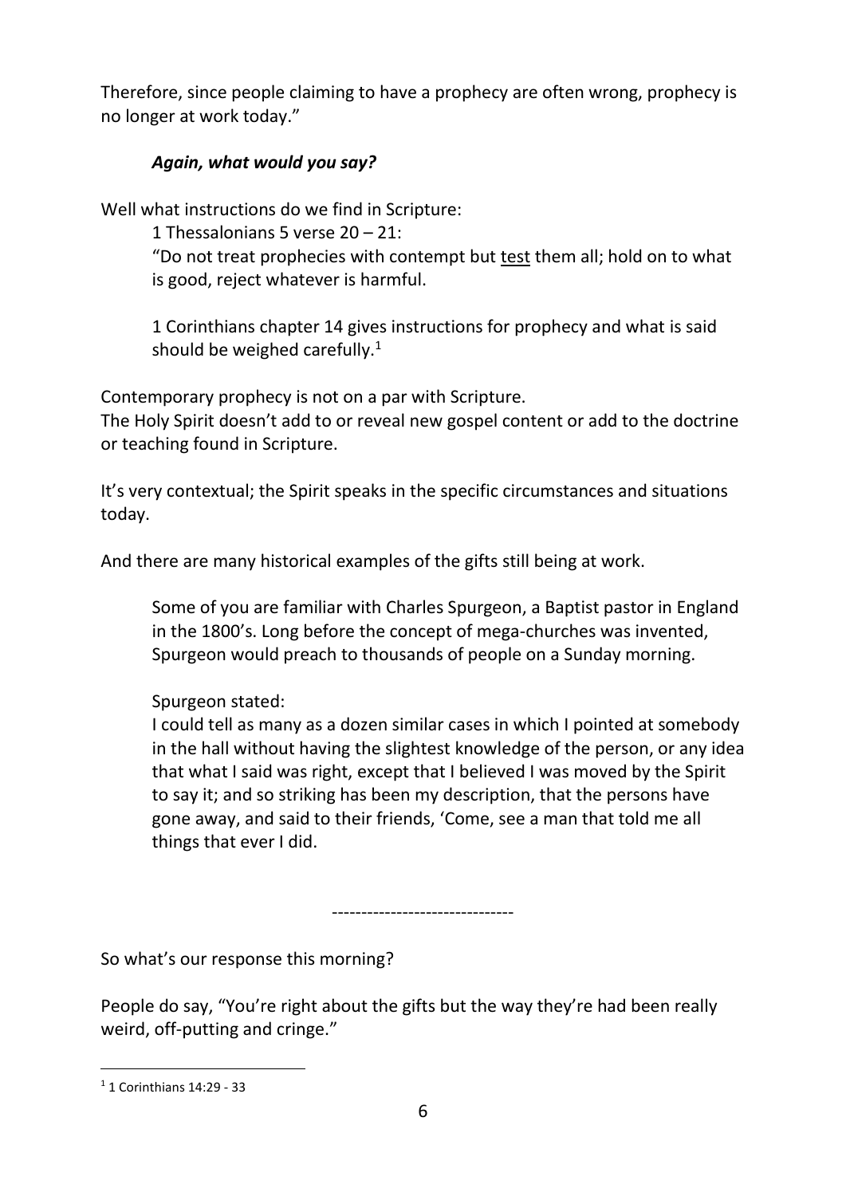Therefore, since people claiming to have a prophecy are often wrong, prophecy is no longer at work today."

> ***Again, what would you say?***

Well what instructions do we find in Scripture:

> 1 Thessalonians 5 verse 20 – 21:
> "Do not treat prophecies with contempt but <u>test</u> them all; hold on to what is good, reject whatever is harmful.
>
> 1 Corinthians chapter 14 gives instructions for prophecy and what is said should be weighed carefully.[1]

Contemporary prophecy is not on a par with Scripture.
The Holy Spirit doesn't add to or reveal new gospel content or add to the doctrine or teaching found in Scripture.

It's very contextual; the Spirit speaks in the specific circumstances and situations today.

And there are many historical examples of the gifts still being at work.

> Some of you are familiar with Charles Spurgeon, a Baptist pastor in England in the 1800's. Long before the concept of mega-churches was invented, Spurgeon would preach to thousands of people on a Sunday morning.
>
> Spurgeon stated:
> I could tell as many as a dozen similar cases in which I pointed at somebody in the hall without having the slightest knowledge of the person, or any idea that what I said was right, except that I believed I was moved by the Spirit to say it; and so striking has been my description, that the persons have gone away, and said to their friends, 'Come, see a man that told me all things that ever I did.

-------------------------------

So what's our response this morning?

People do say, "You're right about the gifts but the way they're had been really weird, off-putting and cringe."

---

[1] 1 Corinthians 14:29 - 33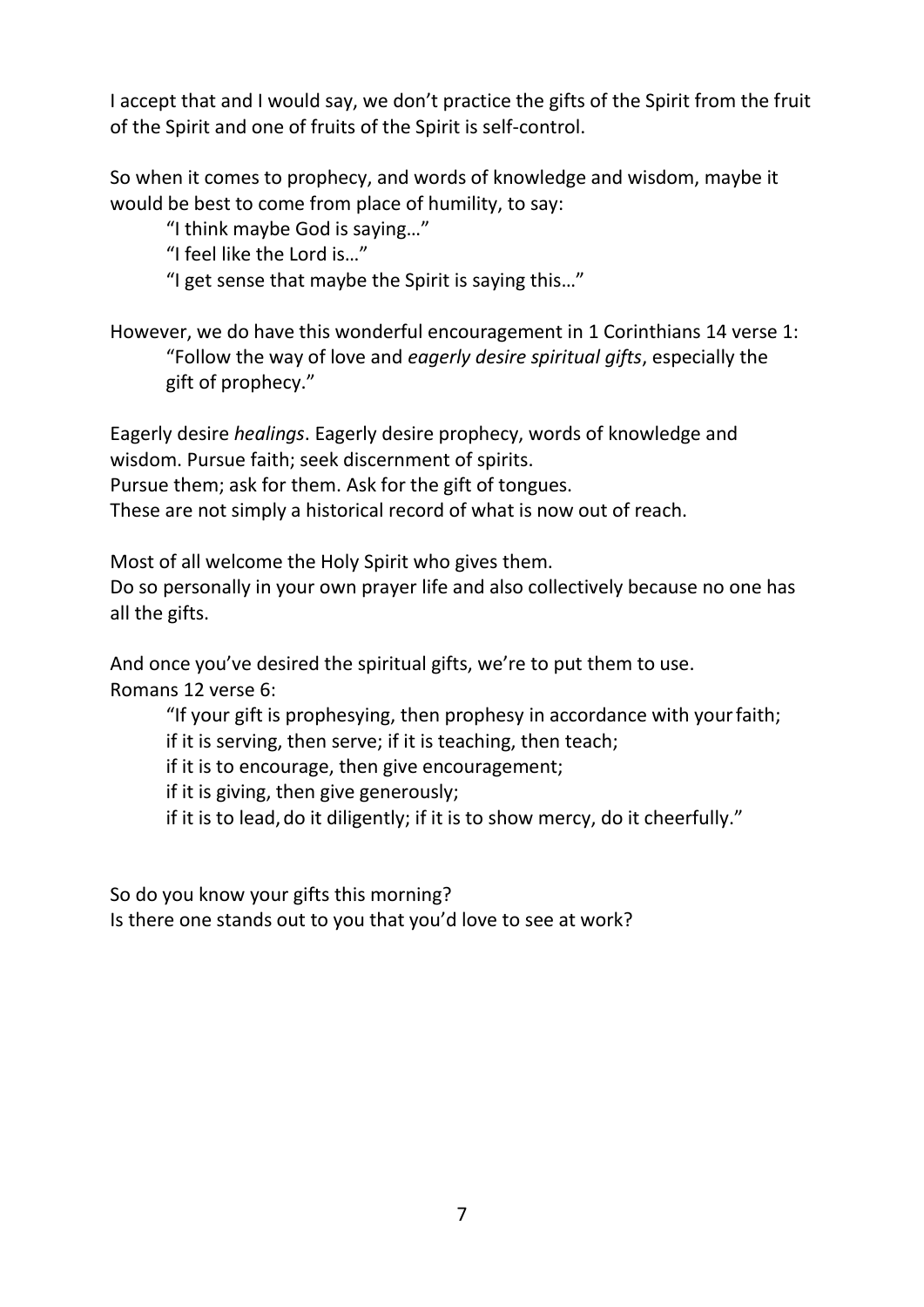I accept that and I would say, we don't practice the gifts of the Spirit from the fruit of the Spirit and one of fruits of the Spirit is self-control.

So when it comes to prophecy, and words of knowledge and wisdom, maybe it would be best to come from place of humility, to say:

> "I think maybe God is saying…"
> "I feel like the Lord is…"
> "I get sense that maybe the Spirit is saying this…"

However, we do have this wonderful encouragement in 1 Corinthians 14 verse 1:

> "Follow the way of love and *eagerly desire spiritual gifts*, especially the gift of prophecy."

Eagerly desire *healings*. Eagerly desire prophecy, words of knowledge and wisdom. Pursue faith; seek discernment of spirits.
Pursue them; ask for them. Ask for the gift of tongues.
These are not simply a historical record of what is now out of reach.

Most of all welcome the Holy Spirit who gives them.
Do so personally in your own prayer life and also collectively because no one has all the gifts.

And once you've desired the spiritual gifts, we're to put them to use.
Romans 12 verse 6:

> "If your gift is prophesying, then prophesy in accordance with your faith;
> if it is serving, then serve; if it is teaching, then teach;
> if it is to encourage, then give encouragement;
> if it is giving, then give generously;
> if it is to lead, do it diligently; if it is to show mercy, do it cheerfully."

So do you know your gifts this morning?
Is there one stands out to you that you'd love to see at work?